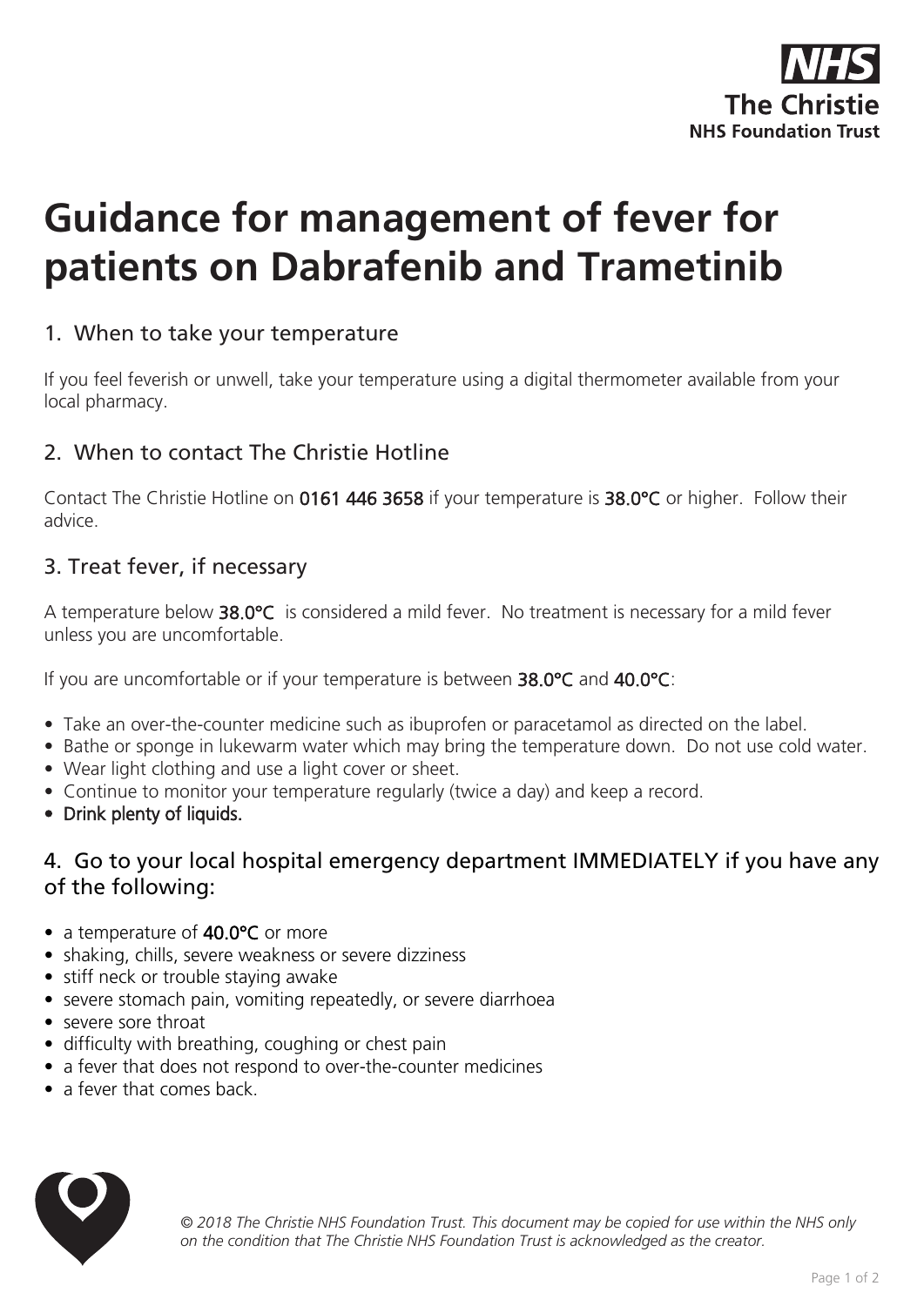**The Christie**
**NHS Foundation Trust**

# Guidance for management of fever for patients on Dabrafenib and Trametinib

## 1. When to take your temperature

If you feel feverish or unwell, take your temperature using a digital thermometer available from your local pharmacy.

## 2. When to contact The Christie Hotline

Contact The Christie Hotline on **0161 446 3658** if your temperature is **38.0°C** or higher. Follow their advice.

## 3. Treat fever, if necessary

A temperature below **38.0°C** is considered a mild fever. No treatment is necessary for a mild fever unless you are uncomfortable.

If you are uncomfortable or if your temperature is between **38.0°C** and **40.0°C**:

- Take an over-the-counter medicine such as ibuprofen or paracetamol as directed on the label.
- Bathe or sponge in lukewarm water which may bring the temperature down. Do not use cold water.
- Wear light clothing and use a light cover or sheet.
- Continue to monitor your temperature regularly (twice a day) and keep a record.
- Drink plenty of liquids.

## 4. Go to your local hospital emergency department IMMEDIATELY if you have any of the following:

- a temperature of **40.0°C** or more
- shaking, chills, severe weakness or severe dizziness
- stiff neck or trouble staying awake
- severe stomach pain, vomiting repeatedly, or severe diarrhoea
- severe sore throat
- difficulty with breathing, coughing or chest pain
- a fever that does not respond to over-the-counter medicines
- a fever that comes back.

*© 2018 The Christie NHS Foundation Trust. This document may be copied for use within the NHS only on the condition that The Christie NHS Foundation Trust is acknowledged as the creator.*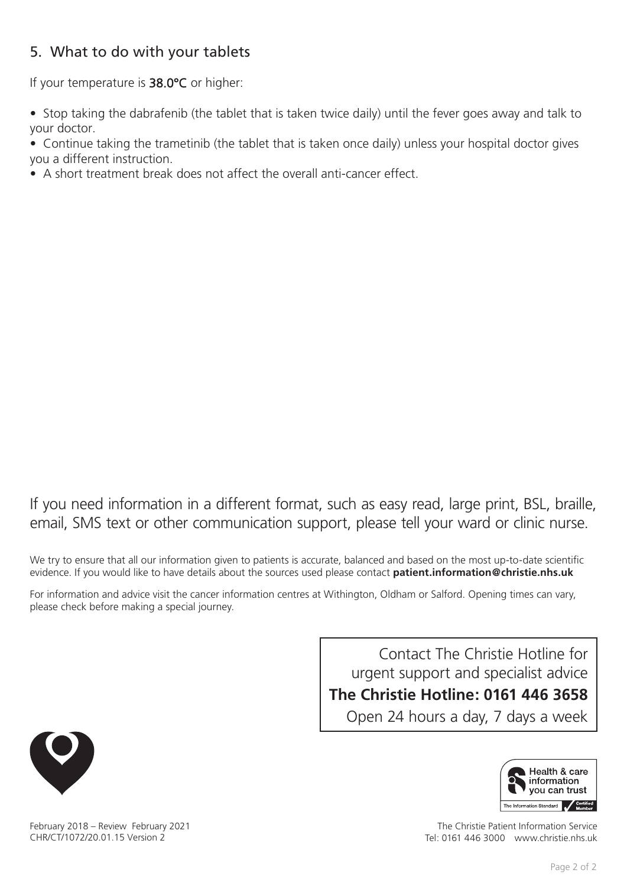## 5. What to do with your tablets

If your temperature is **38.0°C** or higher:

- Stop taking the dabrafenib (the tablet that is taken twice daily) until the fever goes away and talk to your doctor.
- Continue taking the trametinib (the tablet that is taken once daily) unless your hospital doctor gives you a different instruction.
- A short treatment break does not affect the overall anti-cancer effect.

If you need information in a different format, such as easy read, large print, BSL, braille, email, SMS text or other communication support, please tell your ward or clinic nurse.

We try to ensure that all our information given to patients is accurate, balanced and based on the most up-to-date scientific evidence. If you would like to have details about the sources used please contact **patient.information@christie.nhs.uk**

For information and advice visit the cancer information centres at Withington, Oldham or Salford. Opening times can vary, please check before making a special journey.

Contact The Christie Hotline for urgent support and specialist advice

**The Christie Hotline: 0161 446 3658**

Open 24 hours a day, 7 days a week

Health & care information you can trust

The Information Standard — Certified Member

February 2018 – Review February 2021
CHR/CT/1072/20.01.15 Version 2

The Christie Patient Information Service
Tel: 0161 446 3000 www.christie.nhs.uk